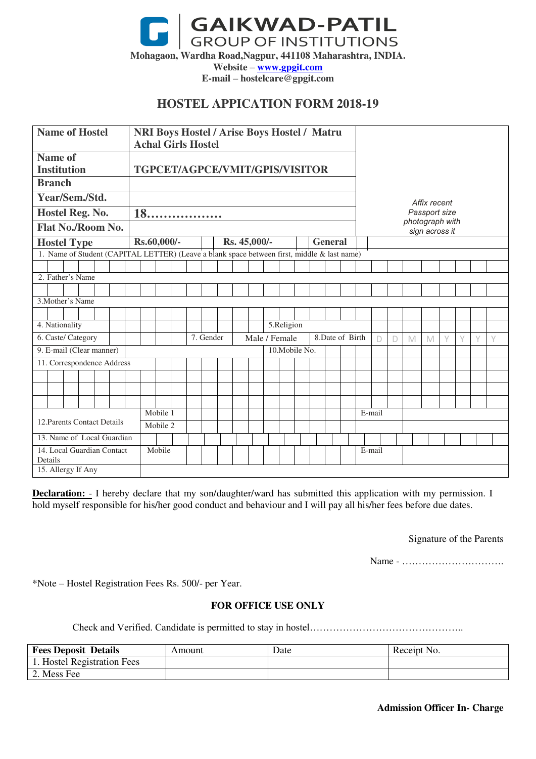# GAIKWAD-PATIL
## GROUP OF INSTITUTIONS

**Mohagaon, Wardha Road,Nagpur, 441108 Maharashtra, INDIA.**
**Website – www.gpgit.com**
**E-mail – hostelcare@gpgit.com**

## HOSTEL APPICATION FORM 2018-19

| | | | | | |
|---|---|---|---|---|---|
| **Name of Hostel** | **NRI Boys Hostel / Arise Boys Hostel / Matru Achal Girls Hostel** | | | | *Affix recent Passport size photograph with sign across it* |
| **Name of Institution** | **TGPCET/AGPCE/VMIT/GPIS/VISITOR** | | | | |
| **Branch** | | | | | |
| **Year/Sem./Std.** | | | | | |
| **Hostel Reg. No.** | **18………………** | | | | |
| **Flat No./Room No.** | | | | | |
| **Hostel Type** | **Rs.60,000/-** | **Rs. 45,000/-** | **General** | | |

| | | | | | |
|---|---|---|---|---|---|
| 1. Name of Student (CAPITAL LETTER) (Leave a blank space between first, middle & last name) | | | | | |
| | | | | | |
| 2. Father's Name | | | | | |
| | | | | | |
| 3.Mother's Name | | | | | |
| | | | | | |
| 4. Nationality | | 5.Religion | | | |
| 6. Caste/ Category | | 7. Gender | Male / Female | 8.Date of Birth | D D M M Y Y Y Y |
| 9. E-mail (Clear manner) | | 10.Mobile No. | | | |
| 11. Correspondence Address | | | | | |
| | | | | | |
| | | | | | |
| | | | | | |
| 12.Parents Contact Details | Mobile 1 | | E-mail | | |
| | Mobile 2 | | | | |
| 13. Name of Local Guardian | | | | | |
| 14. Local Guardian Contact Details | Mobile | | E-mail | | |
| 15. Allergy If Any | | | | | |

**Declaration:** - I hereby declare that my son/daughter/ward has submitted this application with my permission. I hold myself responsible for his/her good conduct and behaviour and I will pay all his/her fees before due dates.

Signature of the Parents

Name - ………………………….

*Note – Hostel Registration Fees Rs. 500/- per Year.

**FOR OFFICE USE ONLY**

Check and Verified. Candidate is permitted to stay in hostel………………………………………..

| **Fees Deposit Details** | Amount | Date | Receipt No. |
|---|---|---|---|
| 1. Hostel Registration Fees | | | |
| 2. Mess Fee | | | |

**Admission Officer In- Charge**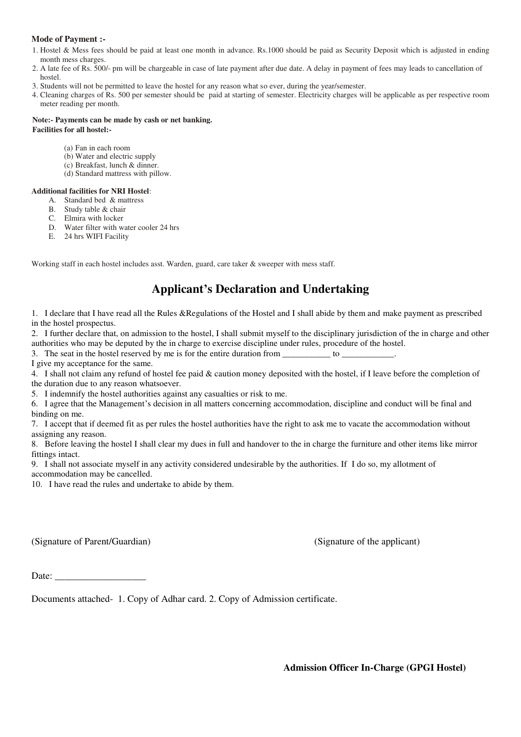**Mode of Payment :-**

1. Hostel & Mess fees should be paid at least one month in advance. Rs.1000 should be paid as Security Deposit which is adjusted in ending month mess charges.
2. A late fee of Rs. 500/- pm will be chargeable in case of late payment after due date. A delay in payment of fees may leads to cancellation of hostel.
3. Students will not be permitted to leave the hostel for any reason what so ever, during the year/semester.
4. Cleaning charges of Rs. 500 per semester should be paid at starting of semester. Electricity charges will be applicable as per respective room meter reading per month.

**Note:- Payments can be made by cash or net banking.**

**Facilities for all hostel:-**

(a) Fan in each room
(b) Water and electric supply
(c) Breakfast, lunch & dinner.
(d) Standard mattress with pillow.

**Additional facilities for NRI Hostel**:

A. Standard bed & mattress
B. Study table & chair
C. Elmira with locker
D. Water filter with water cooler 24 hrs
E. 24 hrs WIFI Facility

Working staff in each hostel includes asst. Warden, guard, care taker & sweeper with mess staff.

# Applicant's Declaration and Undertaking

1. I declare that I have read all the Rules &Regulations of the Hostel and I shall abide by them and make payment as prescribed in the hostel prospectus.
2. I further declare that, on admission to the hostel, I shall submit myself to the disciplinary jurisdiction of the in charge and other authorities who may be deputed by the in charge to exercise discipline under rules, procedure of the hostel.
3. The seat in the hostel reserved by me is for the entire duration from ___________ to ____________. I give my acceptance for the same.
4. I shall not claim any refund of hostel fee paid & caution money deposited with the hostel, if I leave before the completion of the duration due to any reason whatsoever.
5. I indemnify the hostel authorities against any casualties or risk to me.
6. I agree that the Management's decision in all matters concerning accommodation, discipline and conduct will be final and binding on me.
7. I accept that if deemed fit as per rules the hostel authorities have the right to ask me to vacate the accommodation without assigning any reason.
8. Before leaving the hostel I shall clear my dues in full and handover to the in charge the furniture and other items like mirror fittings intact.
9. I shall not associate myself in any activity considered undesirable by the authorities. If I do so, my allotment of accommodation may be cancelled.
10. I have read the rules and undertake to abide by them.

(Signature of Parent/Guardian) (Signature of the applicant)

Date: ___________________

Documents attached- 1. Copy of Adhar card. 2. Copy of Admission certificate.

**Admission Officer In-Charge (GPGI Hostel)**